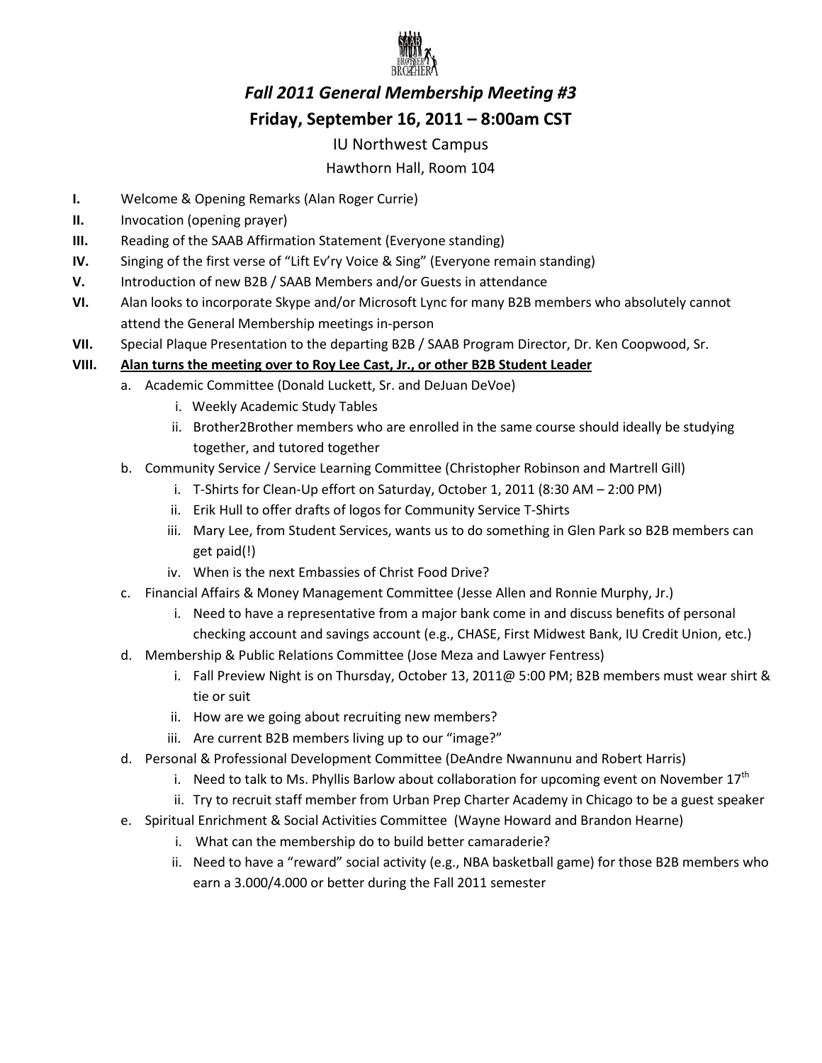## *Fall 2011 General Membership Meeting #3*

## Friday, September 16, 2011 – 8:00am CST

IU Northwest Campus

Hawthorn Hall, Room 104

**I.** Welcome & Opening Remarks (Alan Roger Currie)

**II.** Invocation (opening prayer)

**III.** Reading of the SAAB Affirmation Statement (Everyone standing)

**IV.** Singing of the first verse of "Lift Ev'ry Voice & Sing" (Everyone remain standing)

**V.** Introduction of new B2B / SAAB Members and/or Guests in attendance

**VI.** Alan looks to incorporate Skype and/or Microsoft Lync for many B2B members who absolutely cannot attend the General Membership meetings in-person

**VII.** Special Plaque Presentation to the departing B2B / SAAB Program Director, Dr. Ken Coopwood, Sr.

**VIII.** **Alan turns the meeting over to Roy Lee Cast, Jr., or other B2B Student Leader**

- a. Academic Committee (Donald Luckett, Sr. and DeJuan DeVoe)
  - i. Weekly Academic Study Tables
  - ii. Brother2Brother members who are enrolled in the same course should ideally be studying together, and tutored together
- b. Community Service / Service Learning Committee (Christopher Robinson and Martrell Gill)
  - i. T-Shirts for Clean-Up effort on Saturday, October 1, 2011 (8:30 AM – 2:00 PM)
  - ii. Erik Hull to offer drafts of logos for Community Service T-Shirts
  - iii. Mary Lee, from Student Services, wants us to do something in Glen Park so B2B members can get paid(!)
  - iv. When is the next Embassies of Christ Food Drive?
- c. Financial Affairs & Money Management Committee (Jesse Allen and Ronnie Murphy, Jr.)
  - i. Need to have a representative from a major bank come in and discuss benefits of personal checking account and savings account (e.g., CHASE, First Midwest Bank, IU Credit Union, etc.)
- d. Membership & Public Relations Committee (Jose Meza and Lawyer Fentress)
  - i. Fall Preview Night is on Thursday, October 13, 2011@ 5:00 PM; B2B members must wear shirt & tie or suit
  - ii. How are we going about recruiting new members?
  - iii. Are current B2B members living up to our "image?"
- d. Personal & Professional Development Committee (DeAndre Nwannunu and Robert Harris)
  - i. Need to talk to Ms. Phyllis Barlow about collaboration for upcoming event on November 17th
  - ii. Try to recruit staff member from Urban Prep Charter Academy in Chicago to be a guest speaker
- e. Spiritual Enrichment & Social Activities Committee (Wayne Howard and Brandon Hearne)
  - i. What can the membership do to build better camaraderie?
  - ii. Need to have a "reward" social activity (e.g., NBA basketball game) for those B2B members who earn a 3.000/4.000 or better during the Fall 2011 semester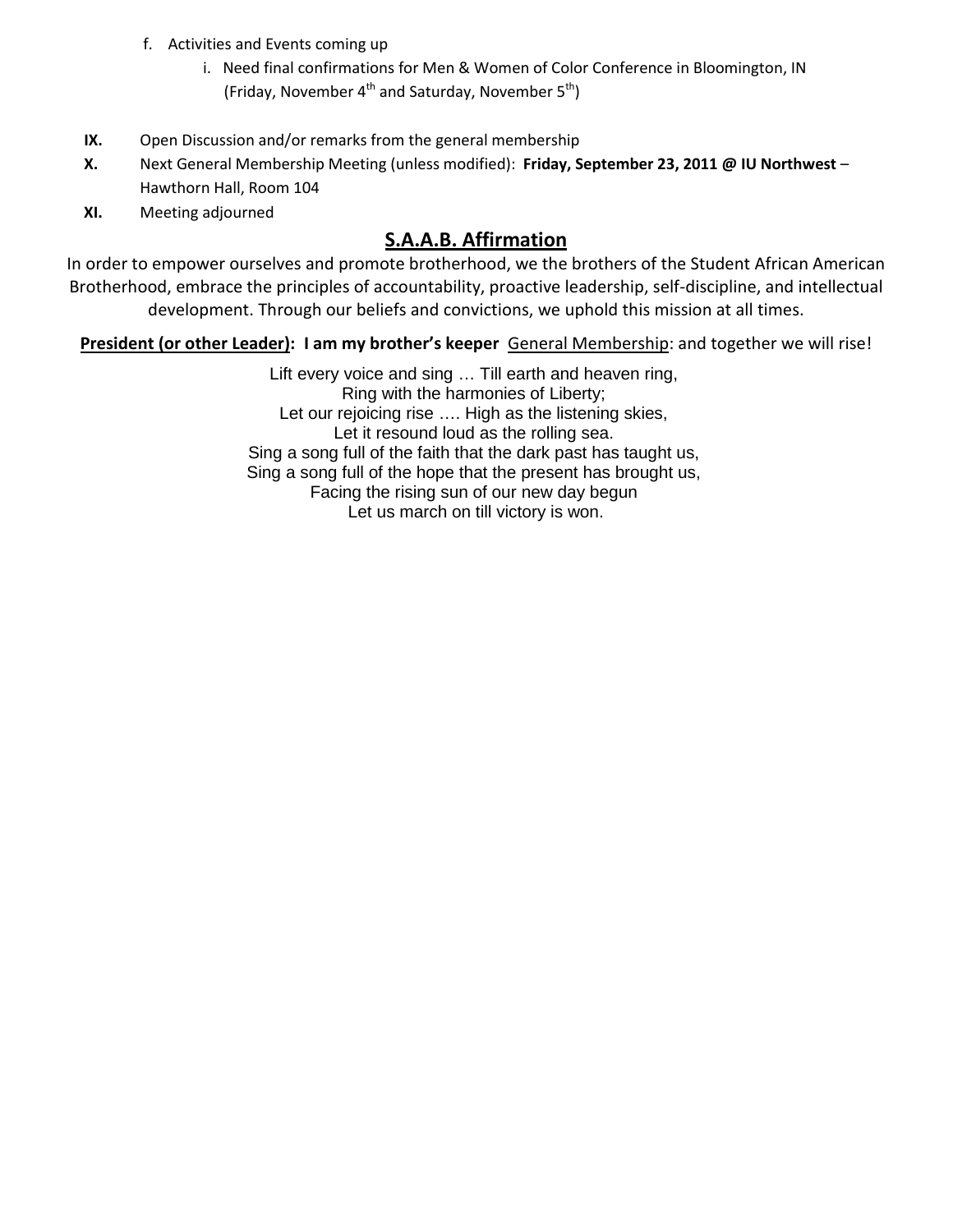f. Activities and Events coming up
   i. Need final confirmations for Men & Women of Color Conference in Bloomington, IN (Friday, November 4th and Saturday, November 5th)

**IX.** Open Discussion and/or remarks from the general membership

**X.** Next General Membership Meeting (unless modified): **Friday, September 23, 2011 @ IU Northwest** – Hawthorn Hall, Room 104

**XI.** Meeting adjourned

## S.A.A.B. Affirmation

In order to empower ourselves and promote brotherhood, we the brothers of the Student African American Brotherhood, embrace the principles of accountability, proactive leadership, self-discipline, and intellectual development. Through our beliefs and convictions, we uphold this mission at all times.

**President (or other Leader): I am my brother's keeper** General Membership: and together we will rise!

Lift every voice and sing … Till earth and heaven ring,
Ring with the harmonies of Liberty;
Let our rejoicing rise …. High as the listening skies,
Let it resound loud as the rolling sea.
Sing a song full of the faith that the dark past has taught us,
Sing a song full of the hope that the present has brought us,
Facing the rising sun of our new day begun
Let us march on till victory is won.